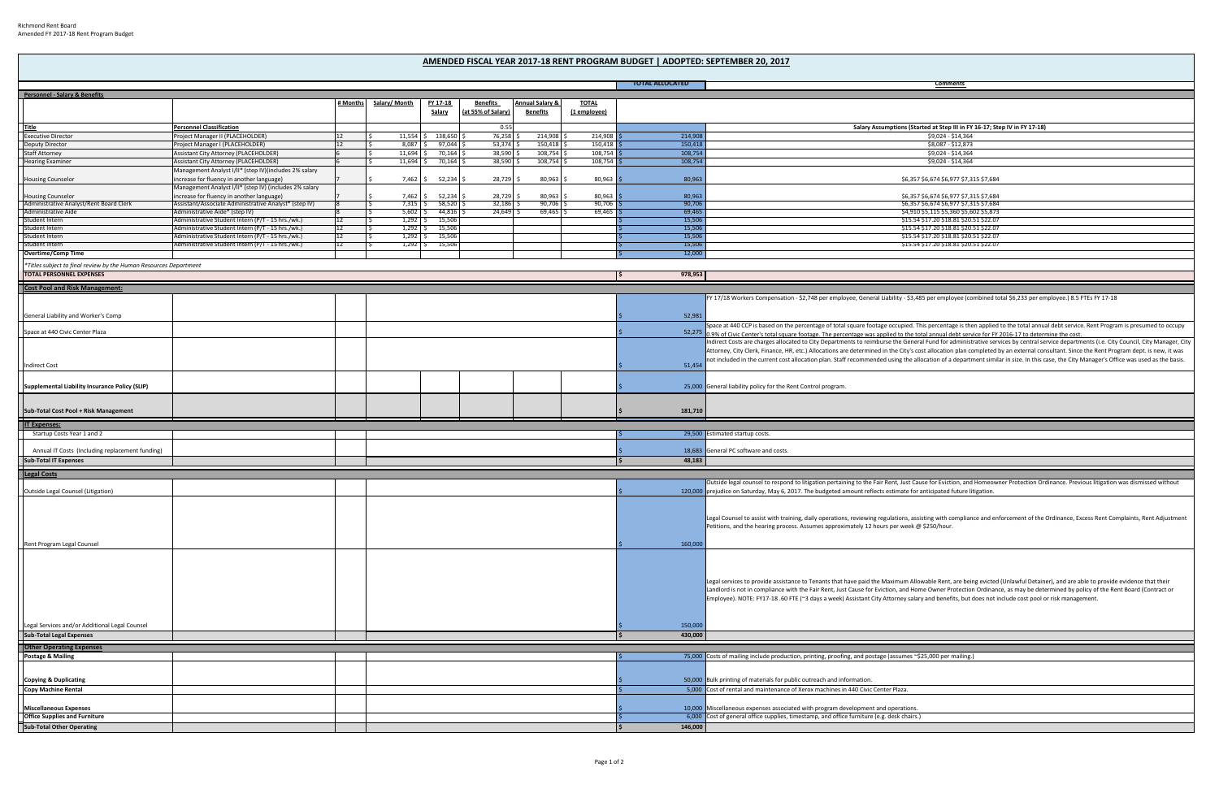Richmond Rent Board
Amended FY 2017-18 Rent Program Budget

# AMENDED FISCAL YEAR 2017-18 RENT PROGRAM BUDGET | ADOPTED: SEPTEMBER 20, 2017

| | | # Months | Salary/ Month | FY 17-18 Salary | Benefits (at 55% of Salary) | Annual Salary & Benefits | TOTAL (1 employee) | TOTAL ALLOCATED | Comments |
|---|---|---|---|---|---|---|---|---|---|
| **Personnel - Salary & Benefits** | | | | | | | | | |
| **Title** | **Personnel Classification** | | | | 0.55 | | | | **Salary Assumptions (Started at Step III in FY 16-17; Step IV in FY 17-18)** |
| Executive Director | Project Manager II (PLACEHOLDER) | 12 | $ 11,554 | $ 138,650 | $ 76,258 | $ 214,908 | $ 214,908 | $ 214,908 | $9,024 - $14,364 |
| Deputy Director | Project Manager I (PLACEHOLDER) | 12 | $ 8,087 | $ 97,044 | $ 53,374 | $ 150,418 | $ 150,418 | $ 150,418 | $8,087 - $12,873 |
| Staff Attorney | Assistant City Attorney (PLACEHOLDER) | 6 | $ 11,694 | $ 70,164 | $ 38,590 | $ 108,754 | $ 108,754 | $ 108,754 | $9,024 - $14,364 |
| Hearing Examiner | Assistant City Attorney (PLACEHOLDER) | 6 | $ 11,694 | $ 70,164 | $ 38,590 | $ 108,754 | $ 108,754 | $ 108,754 | $9,024 - $14,364 |
| Housing Counselor | Management Analyst I/II* (step IV)(includes 2% salary increase for fluency in another language) | 7 | $ 7,462 | $ 52,234 | $ 28,729 | $ 80,963 | $ 80,963 | $ 80,963 | $6,357 $6,674 $6,977 $7,315 $7,684 |
| Housing Counselor | Management Analyst I/II* (step IV) (includes 2% salary increase for fluency in another language) | 7 | $ 7,462 | $ 52,234 | $ 28,729 | $ 80,963 | $ 80,963 | $ 80,963 | $6,357 $6,674 $6,977 $7,315 $7,684 |
| Administrative Analyst/Rent Board Clerk | Assistant/Associate Administrative Analyst* (step IV) | 8 | $ 7,315 | $ 58,520 | $ 32,186 | $ 90,706 | $ 90,706 | $ 90,706 | $6,357 $6,674 $6,977 $7,315 $7,684 |
| Administrative Aide | Administrative Aide* (step IV) | 8 | $ 5,602 | $ 44,816 | $ 24,649 | $ 69,465 | $ 69,465 | $ 69,465 | $4,910 $5,115 $5,360 $5,602 $5,873 |
| Student Intern | Administrative Student Intern (P/T - 15 hrs./wk.) | 12 | $ 1,292 | $ 15,506 | | | | $ 15,506 | $15.54 $17.20 $18.81 $20.51 $22.07 |
| Student Intern | Administrative Student Intern (P/T - 15 hrs./wk.) | 12 | $ 1,292 | $ 15,506 | | | | $ 15,506 | $15.54 $17.20 $18.81 $20.51 $22.07 |
| Student Intern | Administrative Student Intern (P/T - 15 hrs./wk.) | 12 | $ 1,292 | $ 15,506 | | | | $ 15,506 | $15.54 $17.20 $18.81 $20.51 $22.07 |
| **Overtime/Comp Time** | | | | | | | | $ 12,000 | |
| *Titles subject to final review by the Human Resources Department | | | | | | | | | |
| **TOTAL PERSONNEL EXPENSES** | | | | | | | | $ 978,953 | |
| **Cost Pool and Risk Management:** | | | | | | | | | |
| General Liability and Worker's Comp | | | | | | | | $ 52,981 | FY 17/18 Workers Compensation - $2,748 per employee, General Liability - $3,485 per employee (combined total $6,233 per employee.) 8.5 FTEs FY 17-18 |
| Space at 440 Civic Center Plaza | | | | | | | | $ 52,275 | Space at 440 CCP is based on the percentage of total square footage occupied. This percentage is then applied to the total annual debt service. Rent Program is presumed to occupy 0.9% of Civic Center's total square footage. The percentage was applied to the total annual debt service for FY 2016-17 to determine the cost. |
| Indirect Cost | | | | | | | | $ 51,454 | Indirect Costs are charges allocated to City Departments to reimburse the General Fund for administrative services by central service departments (i.e. City Council, City Attorney, City Clerk, Finance, HR, etc.) Allocations are determined in the City's cost allocation plan completed by an external consultant. Since the Rent Program dept. is new, it was not included in the current cost allocation plan. Staff recommended using the allocation of a department similar in size. In this case, the City Manager's Office was used as the basis. |
| **Supplemental Liability Insurance Policy (SLIP)** | | | | | | | | $ 25,000 | General liability policy for the Rent Control program. |
| **Sub-Total Cost Pool + Risk Management** | | | | | | | | $ 181,710 | |
| **IT Expenses:** | | | | | | | | | |
| Startup Costs Year 1 and 2 | | | | | | | | $ 29,500 | Estimated startup costs. |
| Annual IT Costs (including replacement funding) | | | | | | | | $ 18,683 | General PC software and costs. |
| **Sub-Total IT Expenses** | | | | | | | | $ 48,183 | |
| **Legal Costs** | | | | | | | | | |
| Outside Legal Counsel (Litigation) | | | | | | | | $ 120,000 | Outside legal counsel to respond to litigation pertaining to the Fair Rent, Just Cause for Eviction, and Homeowner Protection Ordinance. Previous litigation was dismissed without prejudice on Saturday, May 6, 2017. The budgeted amount reflects estimate for anticipated future litigation. |
| Rent Program Legal Counsel | | | | | | | | $ 160,000 | Legal Counsel to assist with training, daily operations, reviewing regulations, assisting with compliance and enforcement of the Ordinance, Excess Rent Complaints, Rent Adjustment Petitions, and the hearing process. Assumes approximately 12 hours per week @ $250/hour. |
| Legal Services and/or Additional Legal Counsel | | | | | | | | $ 150,000 | Legal services to provide assistance to Tenants that have paid the Maximum Allowable Rent, are being evicted (Unlawful Detainer), and are able to provide evidence that their Landlord is not in compliance with the Fair Rent, Just Cause for Eviction, and Home Owner Protection Ordinance, as may be determined by policy of the Rent Board (Contract or Employee). NOTE: FY17-18 .60 FTE (~3 days a week) Assistant City Attorney salary and benefits, but does not include cost pool or risk management. |
| **Sub-Total Legal Expenses** | | | | | | | | $ 430,000 | |
| **Other Operating Expenses** | | | | | | | | | |
| **Postage & Mailing** | | | | | | | | $ 75,000 | Costs of mailing include production, printing, proofing, and postage (assumes ~$25,000 per mailing.) |
| **Copying & Duplicating** | | | | | | | | $ 50,000 | Bulk printing of materials for public outreach and information. |
| **Copy Machine Rental** | | | | | | | | $ 5,000 | Cost of rental and maintenance of Xerox machines in 440 Civic Center Plaza. |
| **Miscellaneous Expenses** | | | | | | | | $ 10,000 | Miscellaneous expenses associated with program development and operations. |
| **Office Supplies and Furniture** | | | | | | | | $ 6,000 | Cost of general office supplies, timestamp, and office furniture (e.g. desk chairs.) |
| **Sub-Total Other Operating** | | | | | | | | $ 146,000 | |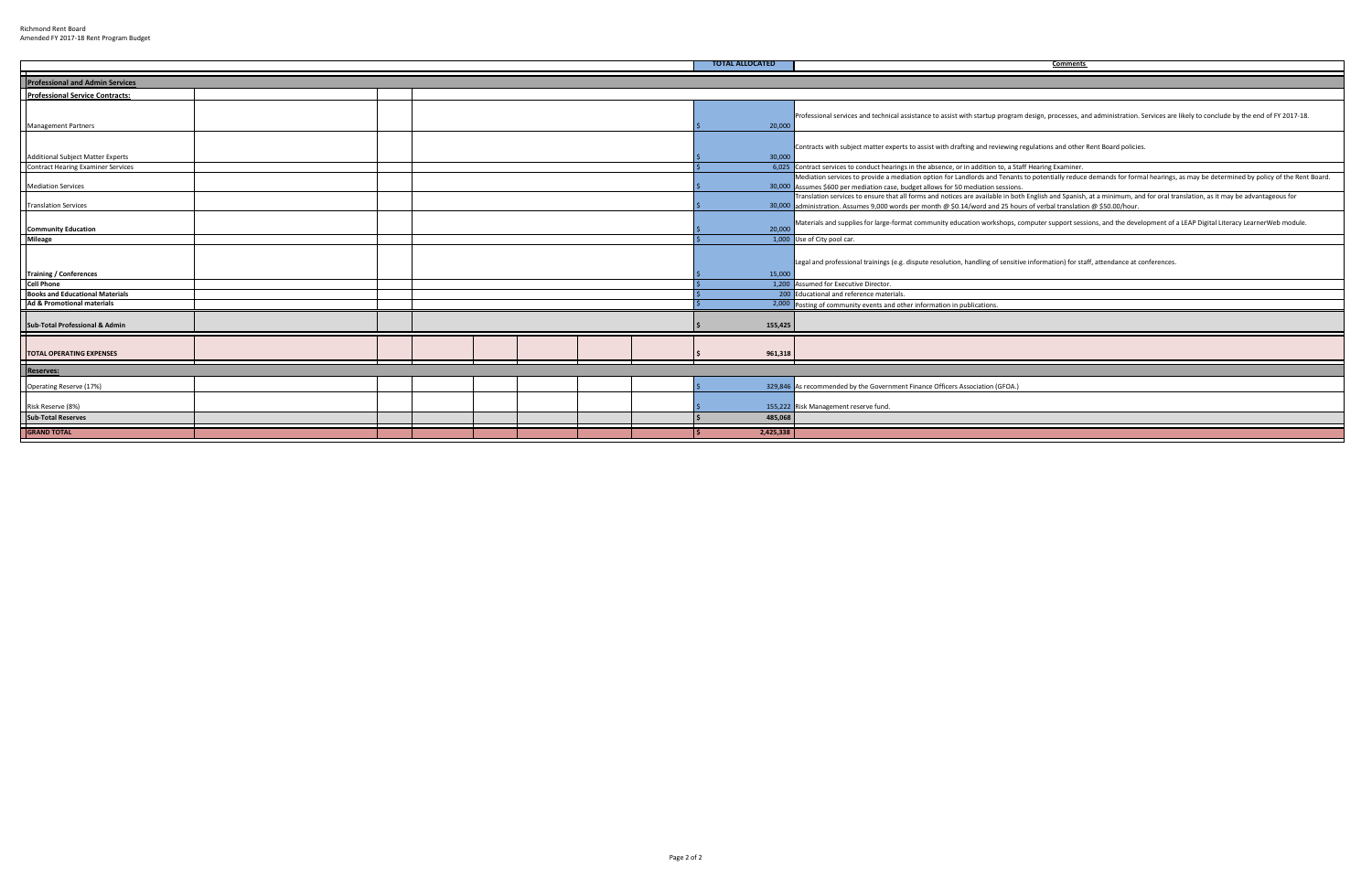Richmond Rent Board
Amended FY 2017-18 Rent Program Budget

| | TOTAL ALLOCATED | Comments |
|---|---|---|
| **Professional and Admin Services** | | |
| **Professional Service Contracts:** | | |
| Management Partners | $ 20,000 | Professional services and technical assistance to assist with startup program design, processes, and administration. Services are likely to conclude by the end of FY 2017-18. |
| Additional Subject Matter Experts | $ 30,000 | Contracts with subject matter experts to assist with drafting and reviewing regulations and other Rent Board policies. |
| Contract Hearing Examiner Services | $ 6,025 | Contract services to conduct hearings in the absence, or in addition to, a Staff Hearing Examiner. |
| Mediation Services | $ 30,000 | Mediation services to provide a mediation option for Landlords and Tenants to potentially reduce demands for formal hearings, as may be determined by policy of the Rent Board. Assumes $600 per mediation case, budget allows for 50 mediation sessions. |
| Translation Services | $ 30,000 | Translation services to ensure that all forms and notices are available in both English and Spanish, at a minimum, and for oral translation, as it may be advantageous for administration. Assumes 9,000 words per month @ $0.14/word and 25 hours of verbal translation @ $50.00/hour. |
| **Community Education** | $ 20,000 | Materials and supplies for large-format community education workshops, computer support sessions, and the development of a LEAP Digital Literacy LearnerWeb module. |
| **Mileage** | $ 1,000 | Use of City pool car. |
| **Training / Conferences** | $ 15,000 | Legal and professional trainings (e.g. dispute resolution, handling of sensitive information) for staff, attendance at conferences. |
| **Cell Phone** | $ 1,200 | Assumed for Executive Director. |
| **Books and Educational Materials** | $ 200 | Educational and reference materials. |
| **Ad & Promotional materials** | $ 2,000 | Posting of community events and other information in publications. |
| **Sub-Total Professional & Admin** | **$ 155,425** | |
| **TOTAL OPERATING EXPENSES** | **$ 961,318** | |
| **Reserves:** | | |
| Operating Reserve (17%) | $ 329,846 | As recommended by the Government Finance Officers Association (GFOA.) |
| Risk Reserve (8%) | $ 155,222 | Risk Management reserve fund. |
| **Sub-Total Reserves** | **$ 485,068** | |
| **GRAND TOTAL** | **$ 2,425,338** | |